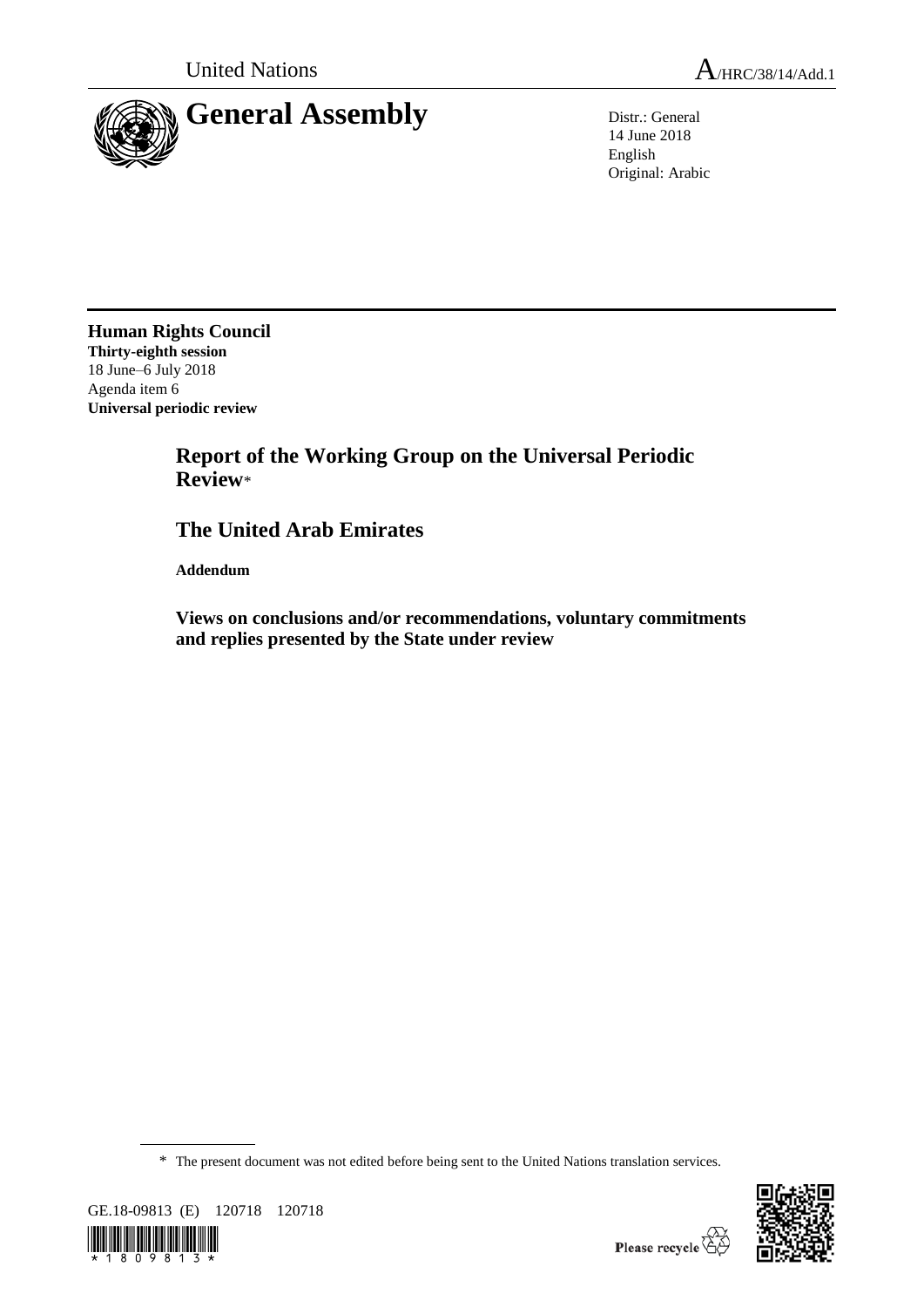United Nations

A/HRC/38/14/Add.1

# General Assembly

Distr.: General
14 June 2018
English
Original: Arabic

**Human Rights Council**
**Thirty-eighth session**
18 June–6 July 2018
Agenda item 6
**Universal periodic review**

## Report of the Working Group on the Universal Periodic Review*

## The United Arab Emirates

**Addendum**

### Views on conclusions and/or recommendations, voluntary commitments and replies presented by the State under review

\* The present document was not edited before being sent to the United Nations translation services.

GE.18-09813 (E) 120718 120718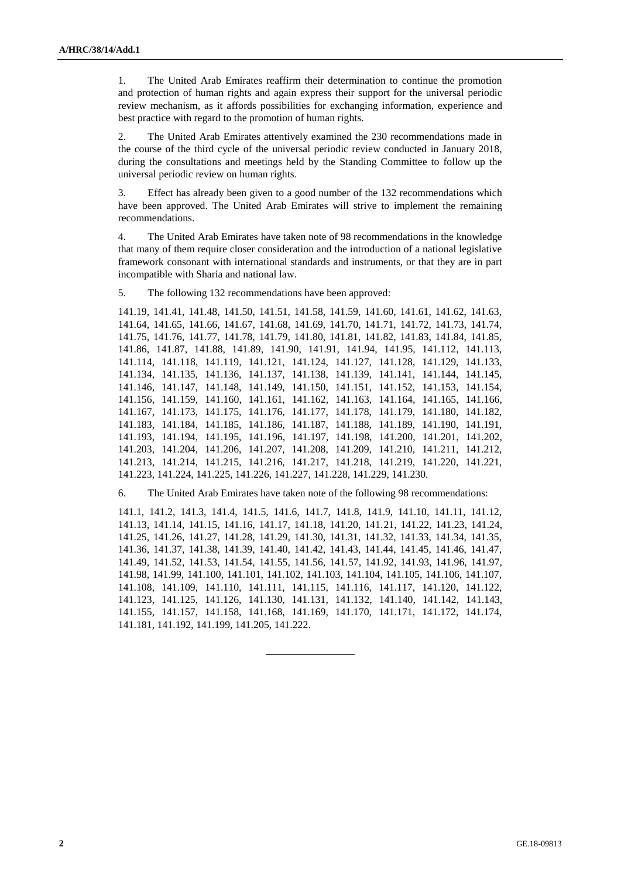1. The United Arab Emirates reaffirm their determination to continue the promotion and protection of human rights and again express their support for the universal periodic review mechanism, as it affords possibilities for exchanging information, experience and best practice with regard to the promotion of human rights.

2. The United Arab Emirates attentively examined the 230 recommendations made in the course of the third cycle of the universal periodic review conducted in January 2018, during the consultations and meetings held by the Standing Committee to follow up the universal periodic review on human rights.

3. Effect has already been given to a good number of the 132 recommendations which have been approved. The United Arab Emirates will strive to implement the remaining recommendations.

4. The United Arab Emirates have taken note of 98 recommendations in the knowledge that many of them require closer consideration and the introduction of a national legislative framework consonant with international standards and instruments, or that they are in part incompatible with Sharia and national law.

5. The following 132 recommendations have been approved:

141.19, 141.41, 141.48, 141.50, 141.51, 141.58, 141.59, 141.60, 141.61, 141.62, 141.63, 141.64, 141.65, 141.66, 141.67, 141.68, 141.69, 141.70, 141.71, 141.72, 141.73, 141.74, 141.75, 141.76, 141.77, 141.78, 141.79, 141.80, 141.81, 141.82, 141.83, 141.84, 141.85, 141.86, 141.87, 141.88, 141.89, 141.90, 141.91, 141.94, 141.95, 141.112, 141.113, 141.114, 141.118, 141.119, 141.121, 141.124, 141.127, 141.128, 141.129, 141.133, 141.134, 141.135, 141.136, 141.137, 141.138, 141.139, 141.141, 141.144, 141.145, 141.146, 141.147, 141.148, 141.149, 141.150, 141.151, 141.152, 141.153, 141.154, 141.156, 141.159, 141.160, 141.161, 141.162, 141.163, 141.164, 141.165, 141.166, 141.167, 141.173, 141.175, 141.176, 141.177, 141.178, 141.179, 141.180, 141.182, 141.183, 141.184, 141.185, 141.186, 141.187, 141.188, 141.189, 141.190, 141.191, 141.193, 141.194, 141.195, 141.196, 141.197, 141.198, 141.200, 141.201, 141.202, 141.203, 141.204, 141.206, 141.207, 141.208, 141.209, 141.210, 141.211, 141.212, 141.213, 141.214, 141.215, 141.216, 141.217, 141.218, 141.219, 141.220, 141.221, 141.223, 141.224, 141.225, 141.226, 141.227, 141.228, 141.229, 141.230.

6. The United Arab Emirates have taken note of the following 98 recommendations:

141.1, 141.2, 141.3, 141.4, 141.5, 141.6, 141.7, 141.8, 141.9, 141.10, 141.11, 141.12, 141.13, 141.14, 141.15, 141.16, 141.17, 141.18, 141.20, 141.21, 141.22, 141.23, 141.24, 141.25, 141.26, 141.27, 141.28, 141.29, 141.30, 141.31, 141.32, 141.33, 141.34, 141.35, 141.36, 141.37, 141.38, 141.39, 141.40, 141.42, 141.43, 141.44, 141.45, 141.46, 141.47, 141.49, 141.52, 141.53, 141.54, 141.55, 141.56, 141.57, 141.92, 141.93, 141.96, 141.97, 141.98, 141.99, 141.100, 141.101, 141.102, 141.103, 141.104, 141.105, 141.106, 141.107, 141.108, 141.109, 141.110, 141.111, 141.115, 141.116, 141.117, 141.120, 141.122, 141.123, 141.125, 141.126, 141.130, 141.131, 141.132, 141.140, 141.142, 141.143, 141.155, 141.157, 141.158, 141.168, 141.169, 141.170, 141.171, 141.172, 141.174, 141.181, 141.192, 141.199, 141.205, 141.222.